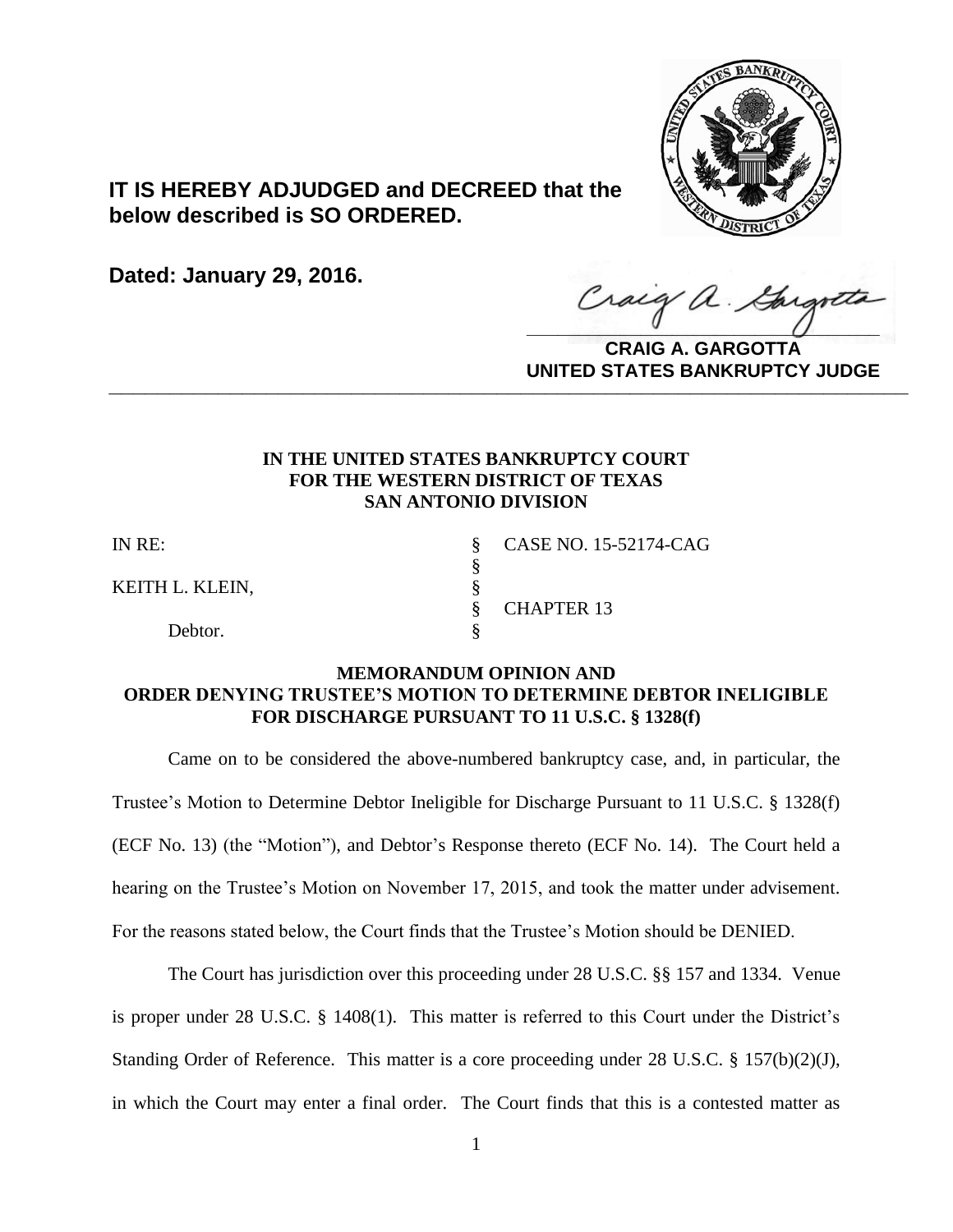**IT IS HEREBY ADJUDGED and DECREED that the below described is SO ORDERED.**

**Dated: January 29, 2016.**

**CRAIG A. GARGOTTA**
**UNITED STATES BANKRUPTCY JUDGE**

---

**IN THE UNITED STATES BANKRUPTCY COURT**
**FOR THE WESTERN DISTRICT OF TEXAS**
**SAN ANTONIO DIVISION**

| | | |
|---|---|---|
| IN RE: | § | CASE NO. 15-52174-CAG |
| | § | |
| KEITH L. KLEIN, | § | |
| | § | CHAPTER 13 |
| Debtor. | § | |

**MEMORANDUM OPINION AND**
**ORDER DENYING TRUSTEE'S MOTION TO DETERMINE DEBTOR INELIGIBLE FOR DISCHARGE PURSUANT TO 11 U.S.C. § 1328(f)**

Came on to be considered the above-numbered bankruptcy case, and, in particular, the Trustee's Motion to Determine Debtor Ineligible for Discharge Pursuant to 11 U.S.C. § 1328(f) (ECF No. 13) (the "Motion"), and Debtor's Response thereto (ECF No. 14). The Court held a hearing on the Trustee's Motion on November 17, 2015, and took the matter under advisement. For the reasons stated below, the Court finds that the Trustee's Motion should be DENIED.

The Court has jurisdiction over this proceeding under 28 U.S.C. §§ 157 and 1334. Venue is proper under 28 U.S.C. § 1408(1). This matter is referred to this Court under the District's Standing Order of Reference. This matter is a core proceeding under 28 U.S.C. § 157(b)(2)(J), in which the Court may enter a final order. The Court finds that this is a contested matter as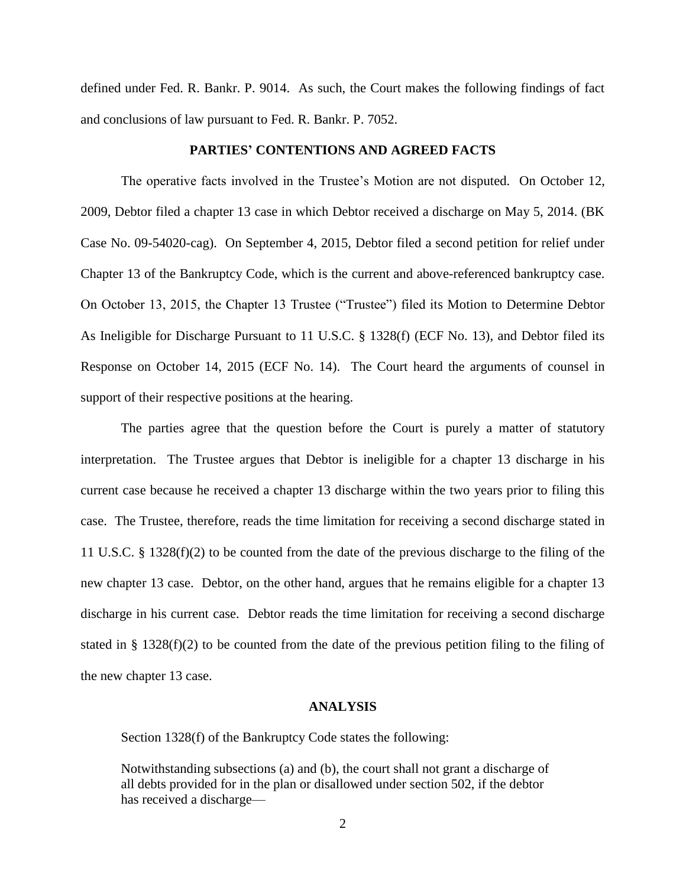defined under Fed. R. Bankr. P. 9014. As such, the Court makes the following findings of fact and conclusions of law pursuant to Fed. R. Bankr. P. 7052.

## PARTIES' CONTENTIONS AND AGREED FACTS

The operative facts involved in the Trustee's Motion are not disputed. On October 12, 2009, Debtor filed a chapter 13 case in which Debtor received a discharge on May 5, 2014. (BK Case No. 09-54020-cag). On September 4, 2015, Debtor filed a second petition for relief under Chapter 13 of the Bankruptcy Code, which is the current and above-referenced bankruptcy case. On October 13, 2015, the Chapter 13 Trustee ("Trustee") filed its Motion to Determine Debtor As Ineligible for Discharge Pursuant to 11 U.S.C. § 1328(f) (ECF No. 13), and Debtor filed its Response on October 14, 2015 (ECF No. 14). The Court heard the arguments of counsel in support of their respective positions at the hearing.

The parties agree that the question before the Court is purely a matter of statutory interpretation. The Trustee argues that Debtor is ineligible for a chapter 13 discharge in his current case because he received a chapter 13 discharge within the two years prior to filing this case. The Trustee, therefore, reads the time limitation for receiving a second discharge stated in 11 U.S.C. § 1328(f)(2) to be counted from the date of the previous discharge to the filing of the new chapter 13 case. Debtor, on the other hand, argues that he remains eligible for a chapter 13 discharge in his current case. Debtor reads the time limitation for receiving a second discharge stated in § 1328(f)(2) to be counted from the date of the previous petition filing to the filing of the new chapter 13 case.

## ANALYSIS

Section 1328(f) of the Bankruptcy Code states the following:

> Notwithstanding subsections (a) and (b), the court shall not grant a discharge of all debts provided for in the plan or disallowed under section 502, if the debtor has received a discharge—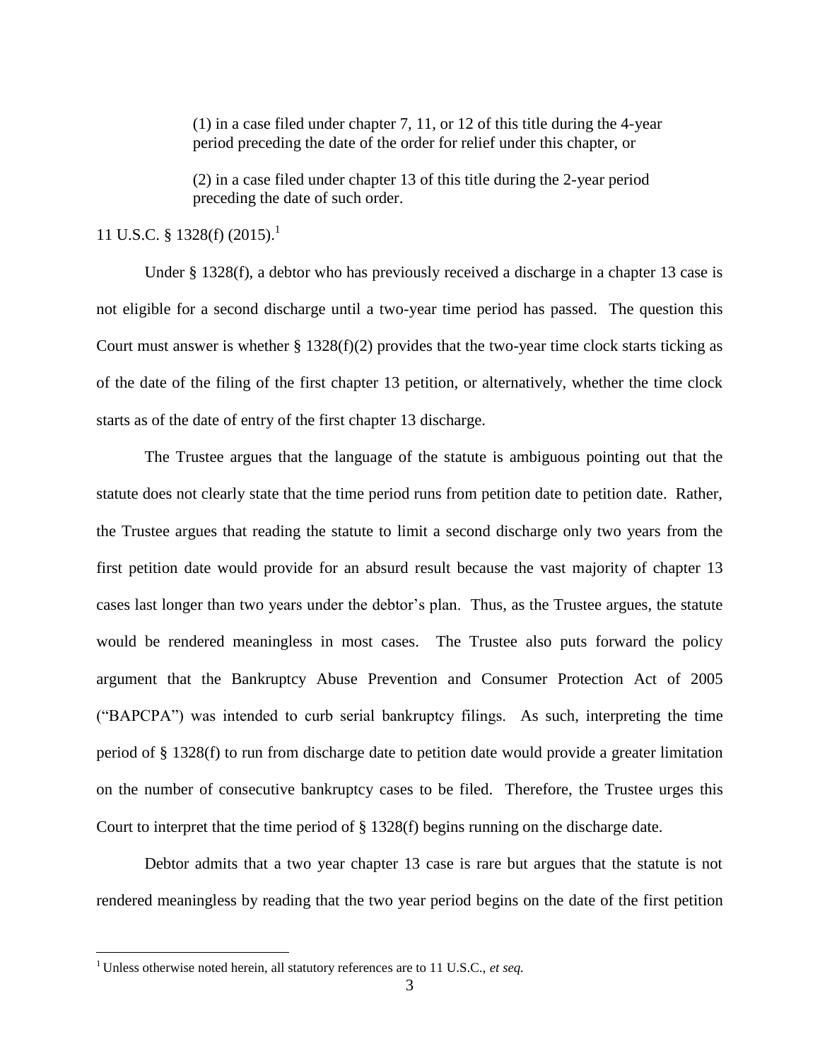> (1) in a case filed under chapter 7, 11, or 12 of this title during the 4-year period preceding the date of the order for relief under this chapter, or
>
> (2) in a case filed under chapter 13 of this title during the 2-year period preceding the date of such order.

11 U.S.C. § 1328(f) (2015).[1]

Under § 1328(f), a debtor who has previously received a discharge in a chapter 13 case is not eligible for a second discharge until a two-year time period has passed. The question this Court must answer is whether § 1328(f)(2) provides that the two-year time clock starts ticking as of the date of the filing of the first chapter 13 petition, or alternatively, whether the time clock starts as of the date of entry of the first chapter 13 discharge.

The Trustee argues that the language of the statute is ambiguous pointing out that the statute does not clearly state that the time period runs from petition date to petition date. Rather, the Trustee argues that reading the statute to limit a second discharge only two years from the first petition date would provide for an absurd result because the vast majority of chapter 13 cases last longer than two years under the debtor's plan. Thus, as the Trustee argues, the statute would be rendered meaningless in most cases. The Trustee also puts forward the policy argument that the Bankruptcy Abuse Prevention and Consumer Protection Act of 2005 ("BAPCPA") was intended to curb serial bankruptcy filings. As such, interpreting the time period of § 1328(f) to run from discharge date to petition date would provide a greater limitation on the number of consecutive bankruptcy cases to be filed. Therefore, the Trustee urges this Court to interpret that the time period of § 1328(f) begins running on the discharge date.

Debtor admits that a two year chapter 13 case is rare but argues that the statute is not rendered meaningless by reading that the two year period begins on the date of the first petition

---

[1] Unless otherwise noted herein, all statutory references are to 11 U.S.C., *et seq.*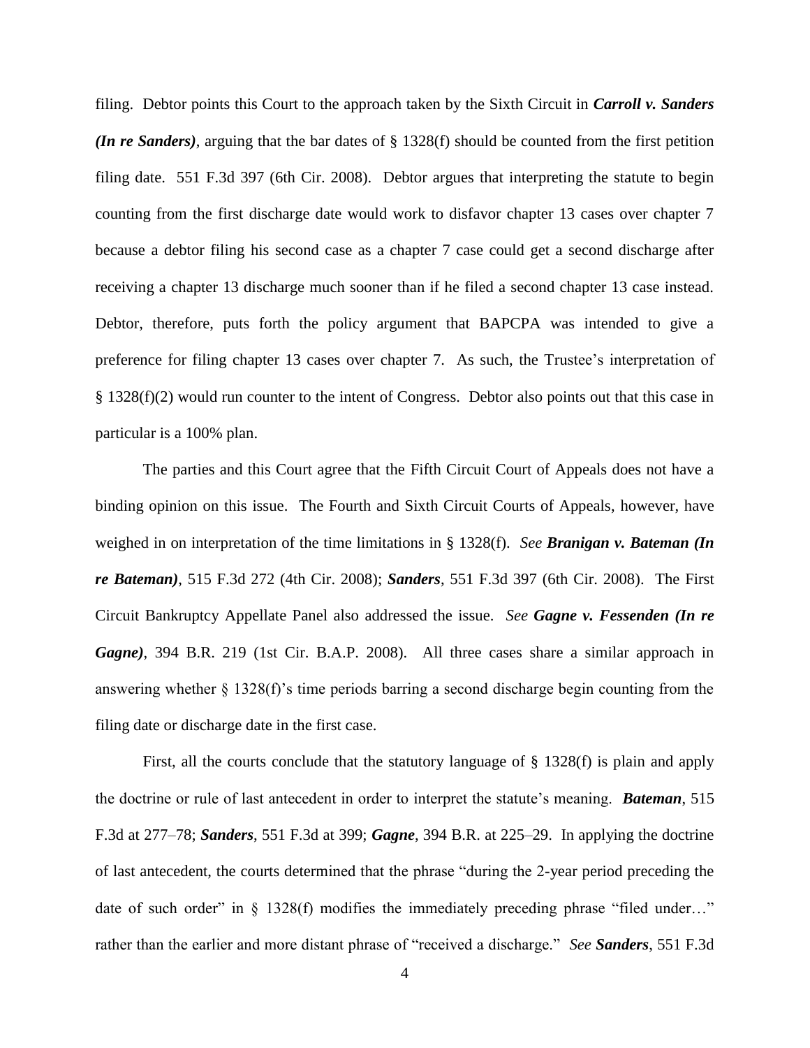filing. Debtor points this Court to the approach taken by the Sixth Circuit in ***Carroll v. Sanders (In re Sanders)***, arguing that the bar dates of § 1328(f) should be counted from the first petition filing date. 551 F.3d 397 (6th Cir. 2008). Debtor argues that interpreting the statute to begin counting from the first discharge date would work to disfavor chapter 13 cases over chapter 7 because a debtor filing his second case as a chapter 7 case could get a second discharge after receiving a chapter 13 discharge much sooner than if he filed a second chapter 13 case instead. Debtor, therefore, puts forth the policy argument that BAPCPA was intended to give a preference for filing chapter 13 cases over chapter 7. As such, the Trustee's interpretation of § 1328(f)(2) would run counter to the intent of Congress. Debtor also points out that this case in particular is a 100% plan.

The parties and this Court agree that the Fifth Circuit Court of Appeals does not have a binding opinion on this issue. The Fourth and Sixth Circuit Courts of Appeals, however, have weighed in on interpretation of the time limitations in § 1328(f). *See* ***Branigan v. Bateman (In re Bateman)***, 515 F.3d 272 (4th Cir. 2008); ***Sanders***, 551 F.3d 397 (6th Cir. 2008). The First Circuit Bankruptcy Appellate Panel also addressed the issue. *See* ***Gagne v. Fessenden (In re Gagne)***, 394 B.R. 219 (1st Cir. B.A.P. 2008). All three cases share a similar approach in answering whether § 1328(f)'s time periods barring a second discharge begin counting from the filing date or discharge date in the first case.

First, all the courts conclude that the statutory language of § 1328(f) is plain and apply the doctrine or rule of last antecedent in order to interpret the statute's meaning. ***Bateman***, 515 F.3d at 277–78; ***Sanders***, 551 F.3d at 399; ***Gagne***, 394 B.R. at 225–29. In applying the doctrine of last antecedent, the courts determined that the phrase "during the 2-year period preceding the date of such order" in § 1328(f) modifies the immediately preceding phrase "filed under…" rather than the earlier and more distant phrase of "received a discharge." *See* ***Sanders***, 551 F.3d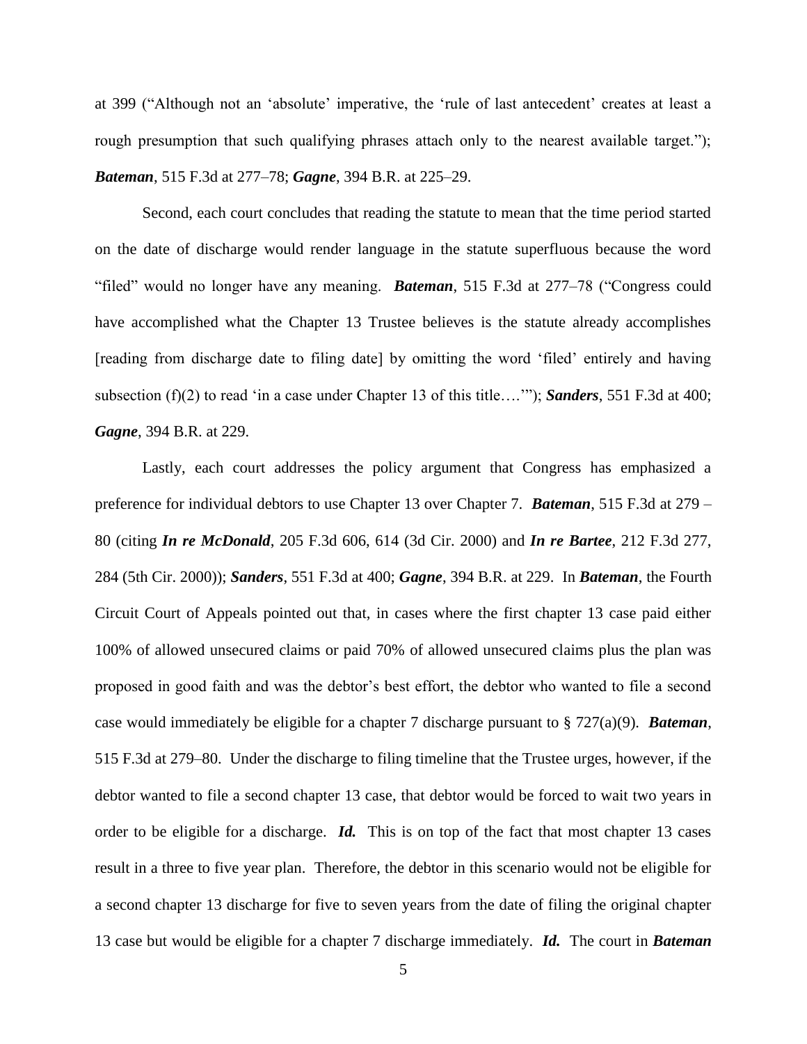at 399 ("Although not an 'absolute' imperative, the 'rule of last antecedent' creates at least a rough presumption that such qualifying phrases attach only to the nearest available target."); ***Bateman***, 515 F.3d at 277–78; ***Gagne***, 394 B.R. at 225–29.

Second, each court concludes that reading the statute to mean that the time period started on the date of discharge would render language in the statute superfluous because the word "filed" would no longer have any meaning. ***Bateman***, 515 F.3d at 277–78 ("Congress could have accomplished what the Chapter 13 Trustee believes is the statute already accomplishes [reading from discharge date to filing date] by omitting the word 'filed' entirely and having subsection (f)(2) to read 'in a case under Chapter 13 of this title….'"); ***Sanders***, 551 F.3d at 400; ***Gagne***, 394 B.R. at 229.

Lastly, each court addresses the policy argument that Congress has emphasized a preference for individual debtors to use Chapter 13 over Chapter 7. ***Bateman***, 515 F.3d at 279 – 80 (citing ***In re McDonald***, 205 F.3d 606, 614 (3d Cir. 2000) and ***In re Bartee***, 212 F.3d 277, 284 (5th Cir. 2000)); ***Sanders***, 551 F.3d at 400; ***Gagne***, 394 B.R. at 229. In ***Bateman***, the Fourth Circuit Court of Appeals pointed out that, in cases where the first chapter 13 case paid either 100% of allowed unsecured claims or paid 70% of allowed unsecured claims plus the plan was proposed in good faith and was the debtor's best effort, the debtor who wanted to file a second case would immediately be eligible for a chapter 7 discharge pursuant to § 727(a)(9). ***Bateman***, 515 F.3d at 279–80. Under the discharge to filing timeline that the Trustee urges, however, if the debtor wanted to file a second chapter 13 case, that debtor would be forced to wait two years in order to be eligible for a discharge. ***Id.*** This is on top of the fact that most chapter 13 cases result in a three to five year plan. Therefore, the debtor in this scenario would not be eligible for a second chapter 13 discharge for five to seven years from the date of filing the original chapter 13 case but would be eligible for a chapter 7 discharge immediately. ***Id.*** The court in ***Bateman***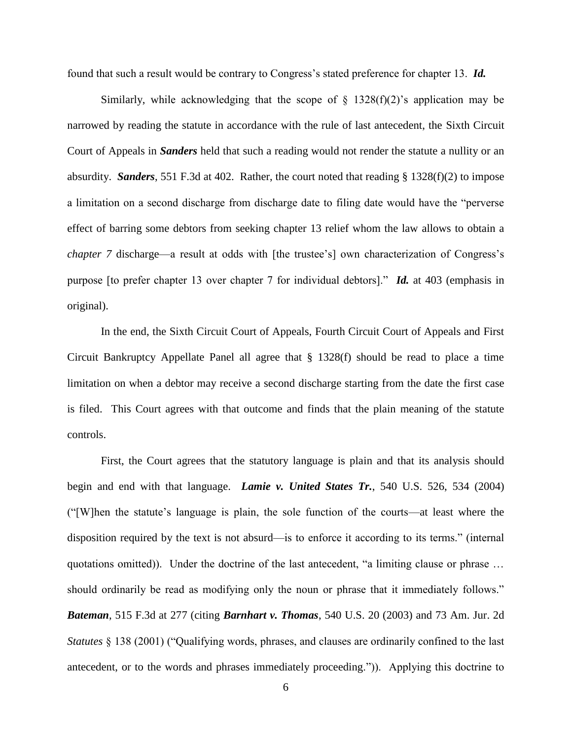found that such a result would be contrary to Congress's stated preference for chapter 13. ***Id.***

Similarly, while acknowledging that the scope of § 1328(f)(2)'s application may be narrowed by reading the statute in accordance with the rule of last antecedent, the Sixth Circuit Court of Appeals in ***Sanders*** held that such a reading would not render the statute a nullity or an absurdity. ***Sanders***, 551 F.3d at 402. Rather, the court noted that reading § 1328(f)(2) to impose a limitation on a second discharge from discharge date to filing date would have the "perverse effect of barring some debtors from seeking chapter 13 relief whom the law allows to obtain a *chapter 7* discharge—a result at odds with [the trustee's] own characterization of Congress's purpose [to prefer chapter 13 over chapter 7 for individual debtors]." ***Id.*** at 403 (emphasis in original).

In the end, the Sixth Circuit Court of Appeals, Fourth Circuit Court of Appeals and First Circuit Bankruptcy Appellate Panel all agree that § 1328(f) should be read to place a time limitation on when a debtor may receive a second discharge starting from the date the first case is filed. This Court agrees with that outcome and finds that the plain meaning of the statute controls.

First, the Court agrees that the statutory language is plain and that its analysis should begin and end with that language. ***Lamie v. United States Tr.***, 540 U.S. 526, 534 (2004) ("[W]hen the statute's language is plain, the sole function of the courts—at least where the disposition required by the text is not absurd—is to enforce it according to its terms." (internal quotations omitted)). Under the doctrine of the last antecedent, "a limiting clause or phrase … should ordinarily be read as modifying only the noun or phrase that it immediately follows." ***Bateman***, 515 F.3d at 277 (citing ***Barnhart v. Thomas***, 540 U.S. 20 (2003) and 73 Am. Jur. 2d *Statutes* § 138 (2001) ("Qualifying words, phrases, and clauses are ordinarily confined to the last antecedent, or to the words and phrases immediately proceeding.")). Applying this doctrine to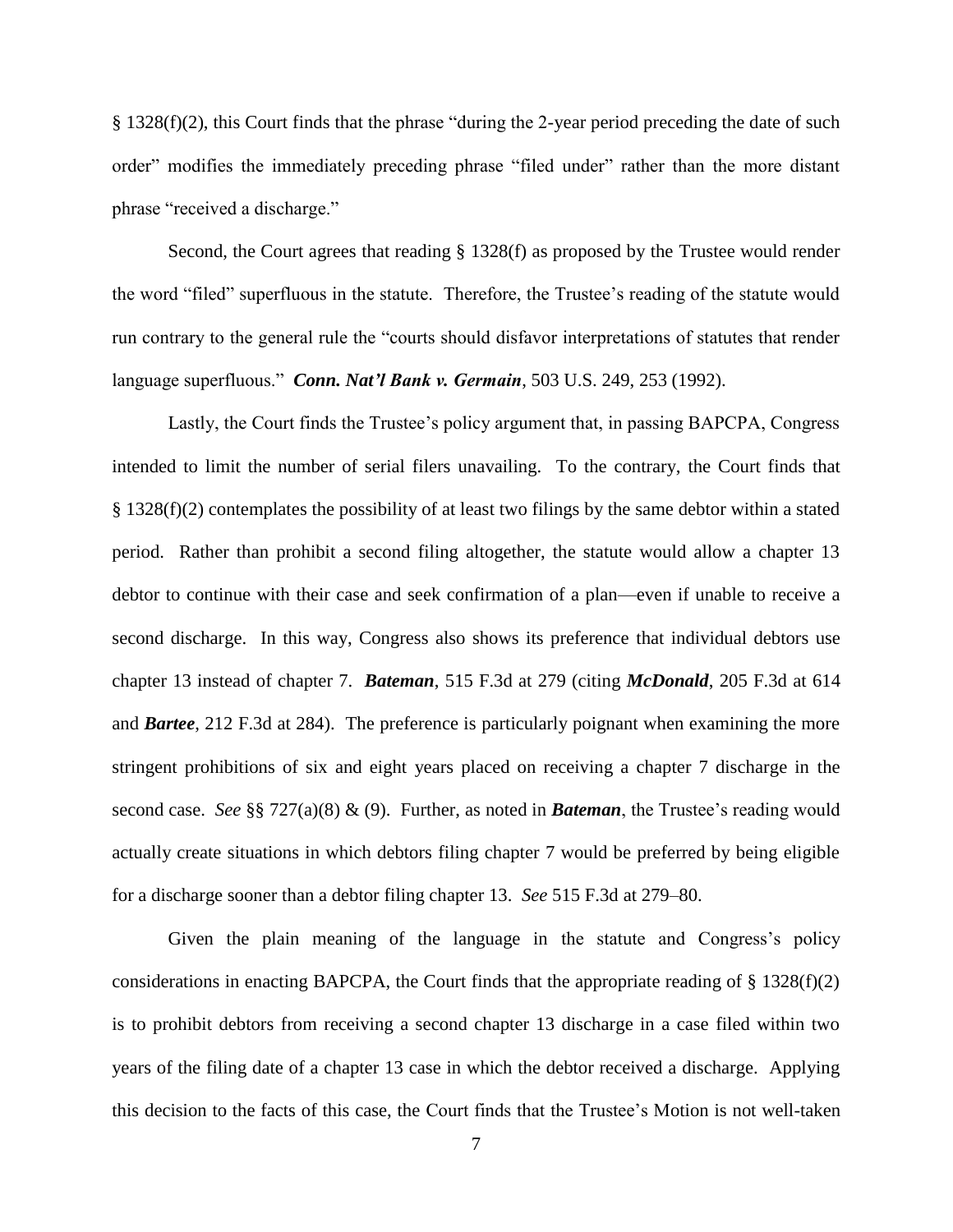§ 1328(f)(2), this Court finds that the phrase "during the 2-year period preceding the date of such order" modifies the immediately preceding phrase "filed under" rather than the more distant phrase "received a discharge."

Second, the Court agrees that reading § 1328(f) as proposed by the Trustee would render the word "filed" superfluous in the statute. Therefore, the Trustee's reading of the statute would run contrary to the general rule the "courts should disfavor interpretations of statutes that render language superfluous." ***Conn. Nat'l Bank v. Germain***, 503 U.S. 249, 253 (1992).

Lastly, the Court finds the Trustee's policy argument that, in passing BAPCPA, Congress intended to limit the number of serial filers unavailing. To the contrary, the Court finds that § 1328(f)(2) contemplates the possibility of at least two filings by the same debtor within a stated period. Rather than prohibit a second filing altogether, the statute would allow a chapter 13 debtor to continue with their case and seek confirmation of a plan—even if unable to receive a second discharge. In this way, Congress also shows its preference that individual debtors use chapter 13 instead of chapter 7. ***Bateman***, 515 F.3d at 279 (citing ***McDonald***, 205 F.3d at 614 and ***Bartee***, 212 F.3d at 284). The preference is particularly poignant when examining the more stringent prohibitions of six and eight years placed on receiving a chapter 7 discharge in the second case. *See* §§ 727(a)(8) & (9). Further, as noted in ***Bateman***, the Trustee's reading would actually create situations in which debtors filing chapter 7 would be preferred by being eligible for a discharge sooner than a debtor filing chapter 13. *See* 515 F.3d at 279–80.

Given the plain meaning of the language in the statute and Congress's policy considerations in enacting BAPCPA, the Court finds that the appropriate reading of § 1328(f)(2) is to prohibit debtors from receiving a second chapter 13 discharge in a case filed within two years of the filing date of a chapter 13 case in which the debtor received a discharge. Applying this decision to the facts of this case, the Court finds that the Trustee's Motion is not well-taken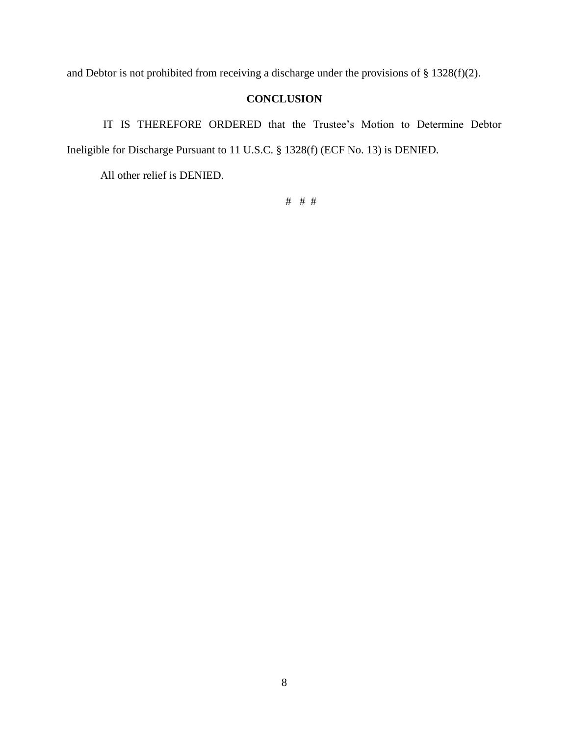and Debtor is not prohibited from receiving a discharge under the provisions of § 1328(f)(2).

## CONCLUSION

IT IS THEREFORE ORDERED that the Trustee's Motion to Determine Debtor Ineligible for Discharge Pursuant to 11 U.S.C. § 1328(f) (ECF No. 13) is DENIED.

All other relief is DENIED.

# # #